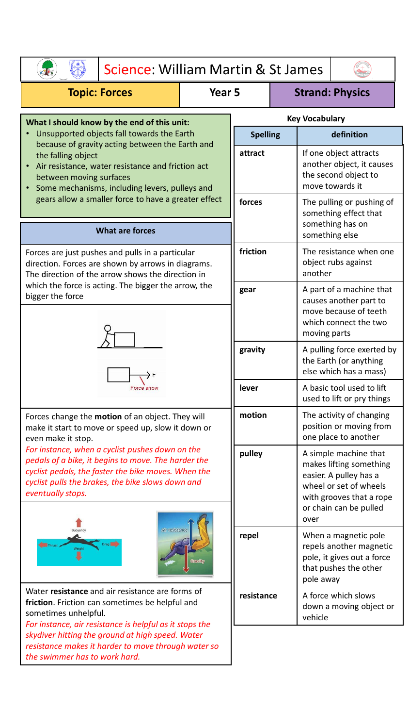# Science: William Martin & St James

**Topic: Forces** | **Year 5** | **Strand: Physics**

**What I should know by the end of this unit:**

- Unsupported objects fall towards the Earth because of gravity acting between the Earth and the falling object
- Air resistance, water resistance and friction act between moving surfaces
- Some mechanisms, including levers, pulleys and gears allow a smaller force to have a greater effect

## What are forces

Forces are just pushes and pulls in a particular direction. Forces are shown by arrows in diagrams. The direction of the arrow shows the direction in which the force is acting. The bigger the arrow, the bigger the force

F

Force arrow

Forces change the **motion** of an object. They will make it start to move or speed up, slow it down or even make it stop.

*For instance, when a cyclist pushes down on the pedals of a bike, it begins to move. The harder the cyclist pedals, the faster the bike moves. When the cyclist pulls the brakes, the bike slows down and eventually stops.*

Buoyancy, Thrust, Drag, Weight

Air resistance, Gravity

Water **resistance** and air resistance are forms of **friction**. Friction can sometimes be helpful and sometimes unhelpful.

*For instance, air resistance is helpful as it stops the skydiver hitting the ground at high speed. Water resistance makes it harder to move through water so the swimmer has to work hard.*

## Key Vocabulary

| Spelling | definition |
| --- | --- |
| attract | If one object attracts another object, it causes the second object to move towards it |
| forces | The pulling or pushing of something effect that something has on something else |
| friction | The resistance when one object rubs against another |
| gear | A part of a machine that causes another part to move because of teeth which connect the two moving parts |
| gravity | A pulling force exerted by the Earth (or anything else which has a mass) |
| lever | A basic tool used to lift used to lift or pry things |
| motion | The activity of changing position or moving from one place to another |
| pulley | A simple machine that makes lifting something easier. A pulley has a wheel or set of wheels with grooves that a rope or chain can be pulled over |
| repel | When a magnetic pole repels another magnetic pole, it gives out a force that pushes the other pole away |
| resistance | A force which slows down a moving object or vehicle |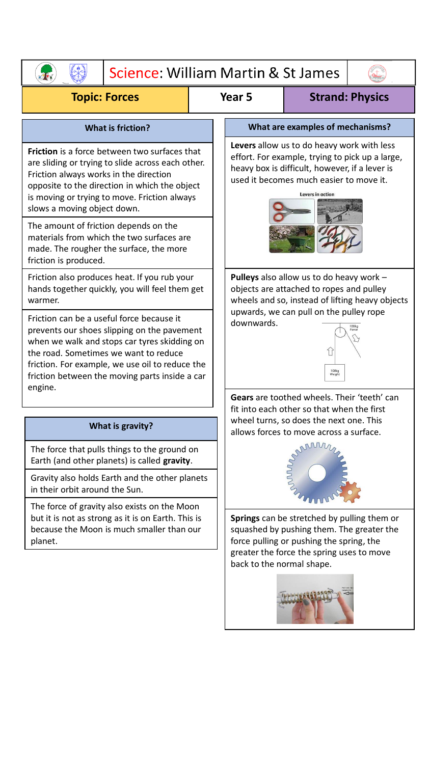# Science: William Martin & St James

**Topic: Forces** | **Year 5** | **Strand: Physics**

## What is friction?

**Friction** is a force between two surfaces that are sliding or trying to slide across each other. Friction always works in the direction opposite to the direction in which the object is moving or trying to move. Friction always slows a moving object down.

The amount of friction depends on the materials from which the two surfaces are made. The rougher the surface, the more friction is produced.

Friction also produces heat. If you rub your hands together quickly, you will feel them get warmer.

Friction can be a useful force because it prevents our shoes slipping on the pavement when we walk and stops car tyres skidding on the road. Sometimes we want to reduce friction. For example, we use oil to reduce the friction between the moving parts inside a car engine.

## What is gravity?

The force that pulls things to the ground on Earth (and other planets) is called **gravity**.

Gravity also holds Earth and the other planets in their orbit around the Sun.

The force of gravity also exists on the Moon but it is not as strong as it is on Earth. This is because the Moon is much smaller than our planet.

## What are examples of mechanisms?

**Levers** allow us to do heavy work with less effort. For example, trying to pick up a large, heavy box is difficult, however, if a lever is used it becomes much easier to move it.

Levers in action

**Pulleys** also allow us to do heavy work – objects are attached to ropes and pulley wheels and so, instead of lifting heavy objects upwards, we can pull on the pulley rope downwards.

100kg Force

100kg Weight

**Gears** are toothed wheels. Their 'teeth' can fit into each other so that when the first wheel turns, so does the next one. This allows forces to move across a surface.

**Springs** can be stretched by pulling them or squashed by pushing them. The greater the force pulling or pushing the spring, the greater the force the spring uses to move back to the normal shape.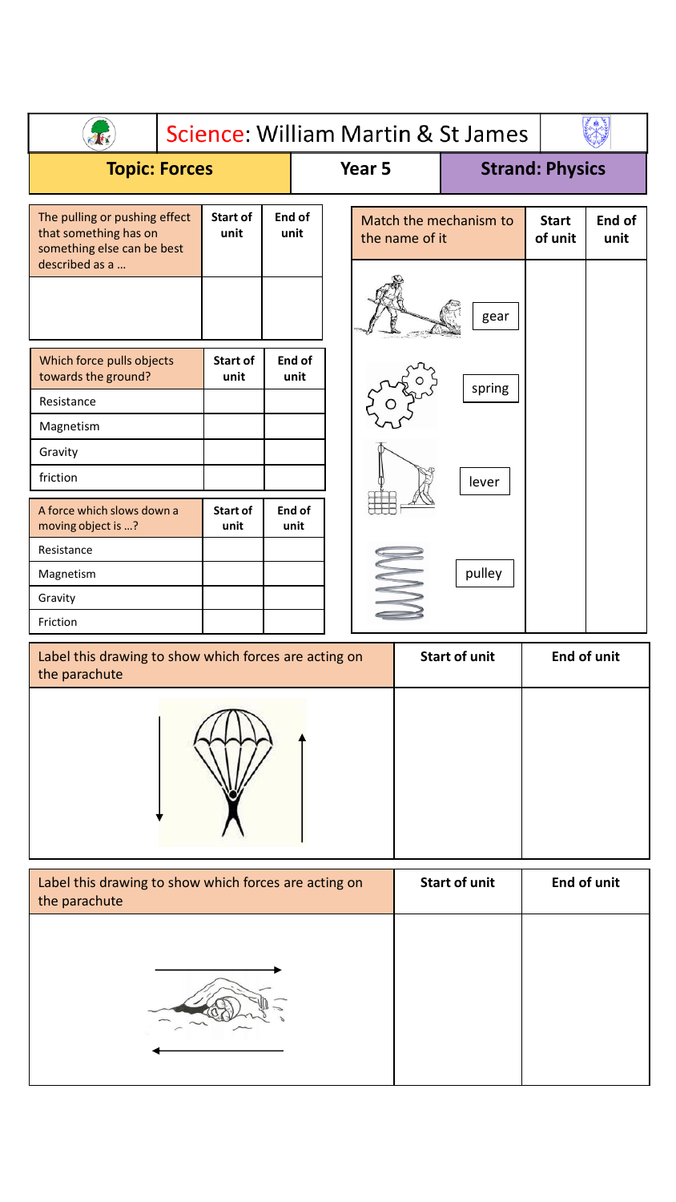| Science: William Martin & St James | | |
|---|---|---|
| **Topic: Forces** | **Year 5** | **Strand: Physics** |

| The pulling or pushing effect that something has on something else can be best described as a … | Start of unit | End of unit |
|---|---|---|
| | | |

| Which force pulls objects towards the ground? | Start of unit | End of unit |
|---|---|---|
| Resistance | | |
| Magnetism | | |
| Gravity | | |
| friction | | |

| A force which slows down a moving object is …? | Start of unit | End of unit |
|---|---|---|
| Resistance | | |
| Magnetism | | |
| Gravity | | |
| Friction | | |

| Match the mechanism to the name of it | | Start of unit | End of unit |
|---|---|---|---|
| | gear | | |
| | spring | | |
| | lever | | |
| | pulley | | |

| Label this drawing to show which forces are acting on the parachute | Start of unit | End of unit |
|---|---|---|
| | | |

| Label this drawing to show which forces are acting on the parachute | Start of unit | End of unit |
|---|---|---|
| | | |